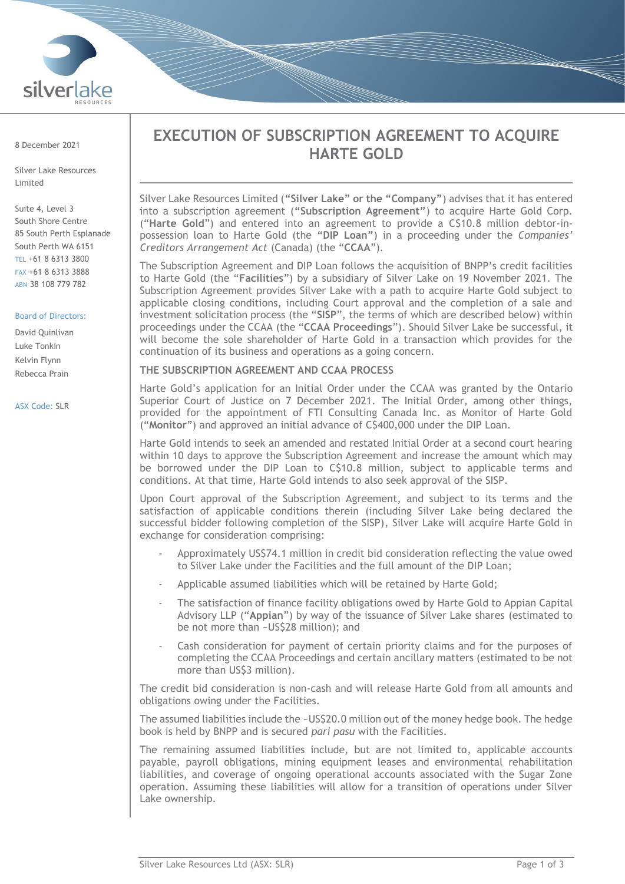8 December 2021

Silver Lake Resources Limited

Suite 4, Level 3
South Shore Centre
85 South Perth Esplanade
South Perth WA 6151
TEL +61 8 6313 3800
FAX +61 8 6313 3888
ABN 38 108 779 782

Board of Directors:

David Quinlivan
Luke Tonkin
Kelvin Flynn
Rebecca Prain

ASX Code: SLR

# EXECUTION OF SUBSCRIPTION AGREEMENT TO ACQUIRE HARTE GOLD

Silver Lake Resources Limited (**"Silver Lake" or the "Company"**) advises that it has entered into a subscription agreement (**"Subscription Agreement"**) to acquire Harte Gold Corp. ("**Harte Gold**") and entered into an agreement to provide a C$10.8 million debtor-in-possession loan to Harte Gold (the **"DIP Loan"**) in a proceeding under the *Companies' Creditors Arrangement Act* (Canada) (the "**CCAA**").

The Subscription Agreement and DIP Loan follows the acquisition of BNPP's credit facilities to Harte Gold (the "**Facilities**") by a subsidiary of Silver Lake on 19 November 2021. The Subscription Agreement provides Silver Lake with a path to acquire Harte Gold subject to applicable closing conditions, including Court approval and the completion of a sale and investment solicitation process (the "**SISP**", the terms of which are described below) within proceedings under the CCAA (the "**CCAA Proceedings**"). Should Silver Lake be successful, it will become the sole shareholder of Harte Gold in a transaction which provides for the continuation of its business and operations as a going concern.

## THE SUBSCRIPTION AGREEMENT AND CCAA PROCESS

Harte Gold's application for an Initial Order under the CCAA was granted by the Ontario Superior Court of Justice on 7 December 2021. The Initial Order, among other things, provided for the appointment of FTI Consulting Canada Inc. as Monitor of Harte Gold ("**Monitor**") and approved an initial advance of C$400,000 under the DIP Loan.

Harte Gold intends to seek an amended and restated Initial Order at a second court hearing within 10 days to approve the Subscription Agreement and increase the amount which may be borrowed under the DIP Loan to C$10.8 million, subject to applicable terms and conditions. At that time, Harte Gold intends to also seek approval of the SISP.

Upon Court approval of the Subscription Agreement, and subject to its terms and the satisfaction of applicable conditions therein (including Silver Lake being declared the successful bidder following completion of the SISP), Silver Lake will acquire Harte Gold in exchange for consideration comprising:

- Approximately US$74.1 million in credit bid consideration reflecting the value owed to Silver Lake under the Facilities and the full amount of the DIP Loan;
- Applicable assumed liabilities which will be retained by Harte Gold;
- The satisfaction of finance facility obligations owed by Harte Gold to Appian Capital Advisory LLP ("**Appian**") by way of the issuance of Silver Lake shares (estimated to be not more than ~US$28 million); and
- Cash consideration for payment of certain priority claims and for the purposes of completing the CCAA Proceedings and certain ancillary matters (estimated to be not more than US$3 million).

The credit bid consideration is non-cash and will release Harte Gold from all amounts and obligations owing under the Facilities.

The assumed liabilities include the ~US$20.0 million out of the money hedge book. The hedge book is held by BNPP and is secured *pari pasu* with the Facilities.

The remaining assumed liabilities include, but are not limited to, applicable accounts payable, payroll obligations, mining equipment leases and environmental rehabilitation liabilities, and coverage of ongoing operational accounts associated with the Sugar Zone operation. Assuming these liabilities will allow for a transition of operations under Silver Lake ownership.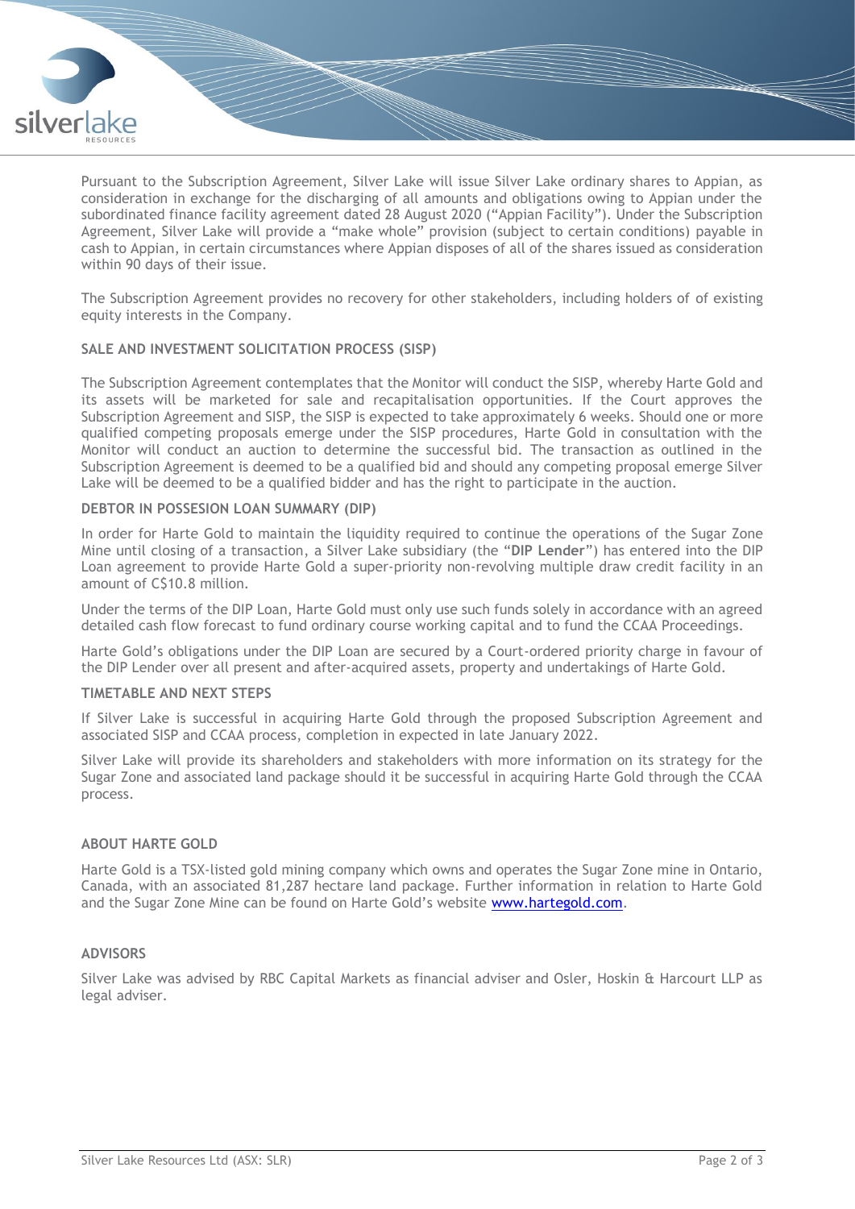Pursuant to the Subscription Agreement, Silver Lake will issue Silver Lake ordinary shares to Appian, as consideration in exchange for the discharging of all amounts and obligations owing to Appian under the subordinated finance facility agreement dated 28 August 2020 ("Appian Facility"). Under the Subscription Agreement, Silver Lake will provide a "make whole" provision (subject to certain conditions) payable in cash to Appian, in certain circumstances where Appian disposes of all of the shares issued as consideration within 90 days of their issue.

The Subscription Agreement provides no recovery for other stakeholders, including holders of of existing equity interests in the Company.

### SALE AND INVESTMENT SOLICITATION PROCESS (SISP)

The Subscription Agreement contemplates that the Monitor will conduct the SISP, whereby Harte Gold and its assets will be marketed for sale and recapitalisation opportunities. If the Court approves the Subscription Agreement and SISP, the SISP is expected to take approximately 6 weeks. Should one or more qualified competing proposals emerge under the SISP procedures, Harte Gold in consultation with the Monitor will conduct an auction to determine the successful bid. The transaction as outlined in the Subscription Agreement is deemed to be a qualified bid and should any competing proposal emerge Silver Lake will be deemed to be a qualified bidder and has the right to participate in the auction.

### DEBTOR IN POSSESION LOAN SUMMARY (DIP)

In order for Harte Gold to maintain the liquidity required to continue the operations of the Sugar Zone Mine until closing of a transaction, a Silver Lake subsidiary (the "**DIP Lender**") has entered into the DIP Loan agreement to provide Harte Gold a super-priority non-revolving multiple draw credit facility in an amount of C$10.8 million.

Under the terms of the DIP Loan, Harte Gold must only use such funds solely in accordance with an agreed detailed cash flow forecast to fund ordinary course working capital and to fund the CCAA Proceedings.

Harte Gold's obligations under the DIP Loan are secured by a Court-ordered priority charge in favour of the DIP Lender over all present and after-acquired assets, property and undertakings of Harte Gold.

### TIMETABLE AND NEXT STEPS

If Silver Lake is successful in acquiring Harte Gold through the proposed Subscription Agreement and associated SISP and CCAA process, completion in expected in late January 2022.

Silver Lake will provide its shareholders and stakeholders with more information on its strategy for the Sugar Zone and associated land package should it be successful in acquiring Harte Gold through the CCAA process.

### ABOUT HARTE GOLD

Harte Gold is a TSX-listed gold mining company which owns and operates the Sugar Zone mine in Ontario, Canada, with an associated 81,287 hectare land package. Further information in relation to Harte Gold and the Sugar Zone Mine can be found on Harte Gold's website [www.hartegold.com](http://www.hartegold.com).

### ADVISORS

Silver Lake was advised by RBC Capital Markets as financial adviser and Osler, Hoskin & Harcourt LLP as legal adviser.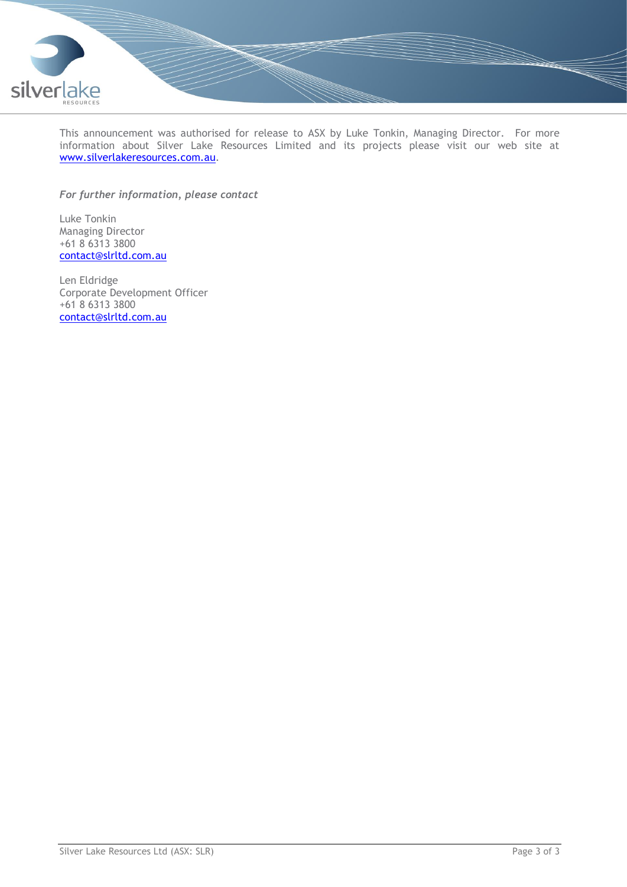This announcement was authorised for release to ASX by Luke Tonkin, Managing Director. For more information about Silver Lake Resources Limited and its projects please visit our web site at www.silverlakeresources.com.au.

***For further information, please contact***

Luke Tonkin
Managing Director
+61 8 6313 3800
contact@slrltd.com.au

Len Eldridge
Corporate Development Officer
+61 8 6313 3800
contact@slrltd.com.au